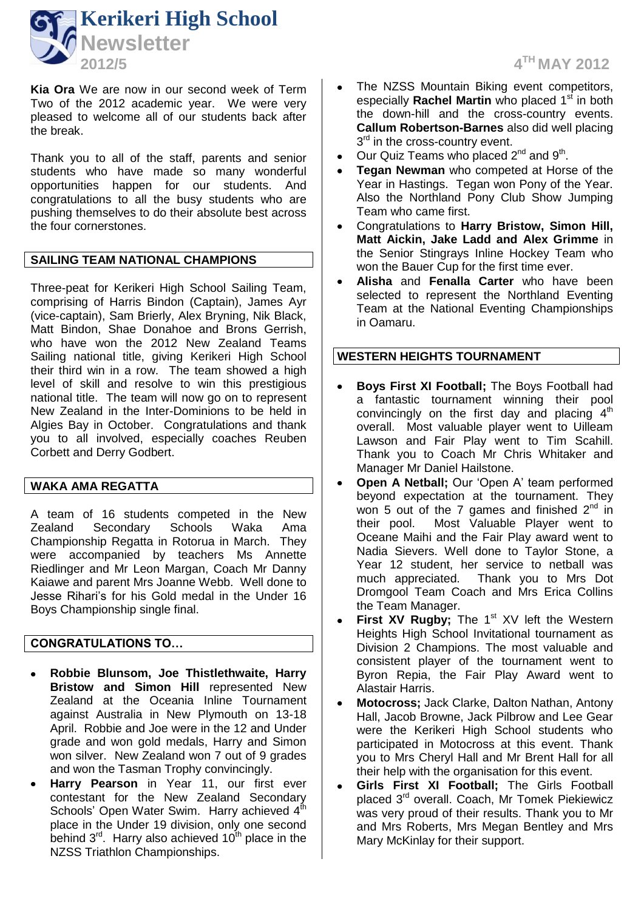# Kerikeri High School Newsletter

**2012/5** — **4TH MAY 2012**

**Kia Ora** We are now in our second week of Term Two of the 2012 academic year. We were very pleased to welcome all of our students back after the break.

Thank you to all of the staff, parents and senior students who have made so many wonderful opportunities happen for our students. And congratulations to all the busy students who are pushing themselves to do their absolute best across the four cornerstones.

## SAILING TEAM NATIONAL CHAMPIONS

Three-peat for Kerikeri High School Sailing Team, comprising of Harris Bindon (Captain), James Ayr (vice-captain), Sam Brierly, Alex Bryning, Nik Black, Matt Bindon, Shae Donahoe and Brons Gerrish, who have won the 2012 New Zealand Teams Sailing national title, giving Kerikeri High School their third win in a row. The team showed a high level of skill and resolve to win this prestigious national title. The team will now go on to represent New Zealand in the Inter-Dominions to be held in Algies Bay in October. Congratulations and thank you to all involved, especially coaches Reuben Corbett and Derry Godbert.

## WAKA AMA REGATTA

A team of 16 students competed in the New Zealand Secondary Schools Waka Ama Championship Regatta in Rotorua in March. They were accompanied by teachers Ms Annette Riedlinger and Mr Leon Margan, Coach Mr Danny Kaiawe and parent Mrs Joanne Webb. Well done to Jesse Rihari's for his Gold medal in the Under 16 Boys Championship single final.

## CONGRATULATIONS TO…

- **Robbie Blunsom, Joe Thistlethwaite, Harry Bristow and Simon Hill** represented New Zealand at the Oceania Inline Tournament against Australia in New Plymouth on 13-18 April. Robbie and Joe were in the 12 and Under grade and won gold medals, Harry and Simon won silver. New Zealand won 7 out of 9 grades and won the Tasman Trophy convincingly.
- **Harry Pearson** in Year 11, our first ever contestant for the New Zealand Secondary Schools' Open Water Swim. Harry achieved 4th place in the Under 19 division, only one second behind 3rd. Harry also achieved 10th place in the NZSS Triathlon Championships.
- The NZSS Mountain Biking event competitors, especially **Rachel Martin** who placed 1st in both the down-hill and the cross-country events. **Callum Robertson-Barnes** also did well placing 3rd in the cross-country event.
- Our Quiz Teams who placed 2nd and 9th.
- **Tegan Newman** who competed at Horse of the Year in Hastings. Tegan won Pony of the Year. Also the Northland Pony Club Show Jumping Team who came first.
- Congratulations to **Harry Bristow, Simon Hill, Matt Aickin, Jake Ladd and Alex Grimme** in the Senior Stingrays Inline Hockey Team who won the Bauer Cup for the first time ever.
- **Alisha** and **Fenalla Carter** who have been selected to represent the Northland Eventing Team at the National Eventing Championships in Oamaru.

## WESTERN HEIGHTS TOURNAMENT

- **Boys First XI Football;** The Boys Football had a fantastic tournament winning their pool convincingly on the first day and placing 4th overall. Most valuable player went to Uilleam Lawson and Fair Play went to Tim Scahill. Thank you to Coach Mr Chris Whitaker and Manager Mr Daniel Hailstone.
- **Open A Netball;** Our 'Open A' team performed beyond expectation at the tournament. They won 5 out of the 7 games and finished 2nd in their pool. Most Valuable Player went to Oceane Maihi and the Fair Play award went to Nadia Sievers. Well done to Taylor Stone, a Year 12 student, her service to netball was much appreciated. Thank you to Mrs Dot Dromgool Team Coach and Mrs Erica Collins the Team Manager.
- **First XV Rugby;** The 1st XV left the Western Heights High School Invitational tournament as Division 2 Champions. The most valuable and consistent player of the tournament went to Byron Repia, the Fair Play Award went to Alastair Harris.
- **Motocross;** Jack Clarke, Dalton Nathan, Antony Hall, Jacob Browne, Jack Pilbrow and Lee Gear were the Kerikeri High School students who participated in Motocross at this event. Thank you to Mrs Cheryl Hall and Mr Brent Hall for all their help with the organisation for this event.
- **Girls First XI Football;** The Girls Football placed 3rd overall. Coach, Mr Tomek Piekiewicz was very proud of their results. Thank you to Mr and Mrs Roberts, Mrs Megan Bentley and Mrs Mary McKinlay for their support.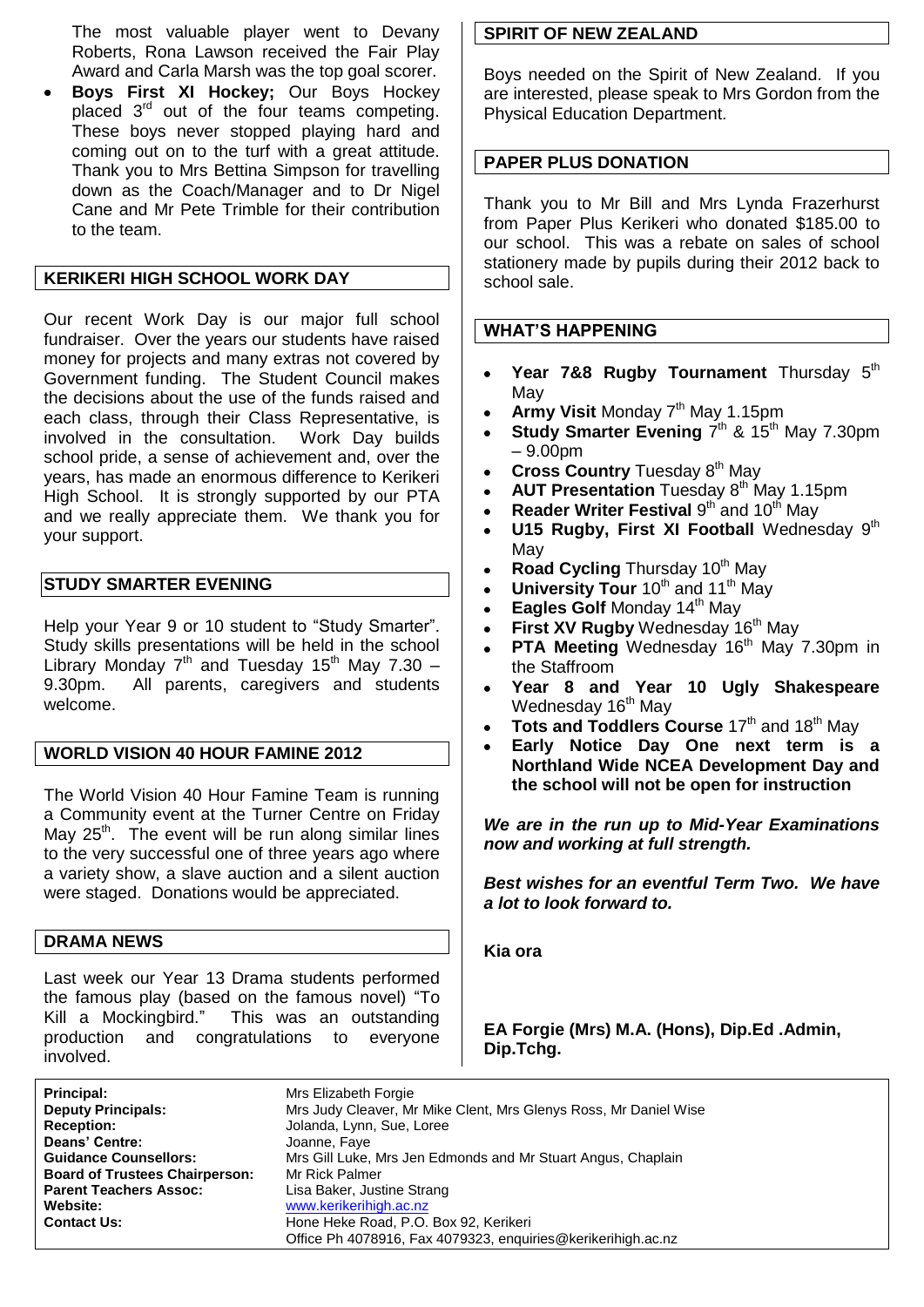The most valuable player went to Devany Roberts, Rona Lawson received the Fair Play Award and Carla Marsh was the top goal scorer.

- **Boys First XI Hockey;** Our Boys Hockey placed 3rd out of the four teams competing. These boys never stopped playing hard and coming out on to the turf with a great attitude. Thank you to Mrs Bettina Simpson for travelling down as the Coach/Manager and to Dr Nigel Cane and Mr Pete Trimble for their contribution to the team.

## KERIKERI HIGH SCHOOL WORK DAY

Our recent Work Day is our major full school fundraiser. Over the years our students have raised money for projects and many extras not covered by Government funding. The Student Council makes the decisions about the use of the funds raised and each class, through their Class Representative, is involved in the consultation. Work Day builds school pride, a sense of achievement and, over the years, has made an enormous difference to Kerikeri High School. It is strongly supported by our PTA and we really appreciate them. We thank you for your support.

## STUDY SMARTER EVENING

Help your Year 9 or 10 student to "Study Smarter". Study skills presentations will be held in the school Library Monday 7th and Tuesday 15th May 7.30 – 9.30pm. All parents, caregivers and students welcome.

## WORLD VISION 40 HOUR FAMINE 2012

The World Vision 40 Hour Famine Team is running a Community event at the Turner Centre on Friday May 25th. The event will be run along similar lines to the very successful one of three years ago where a variety show, a slave auction and a silent auction were staged. Donations would be appreciated.

## DRAMA NEWS

Last week our Year 13 Drama students performed the famous play (based on the famous novel) "To Kill a Mockingbird." This was an outstanding production and congratulations to everyone involved.

## SPIRIT OF NEW ZEALAND

Boys needed on the Spirit of New Zealand. If you are interested, please speak to Mrs Gordon from the Physical Education Department.

## PAPER PLUS DONATION

Thank you to Mr Bill and Mrs Lynda Frazerhurst from Paper Plus Kerikeri who donated $185.00 to our school. This was a rebate on sales of school stationery made by pupils during their 2012 back to school sale.

## WHAT'S HAPPENING

- **Year 7&8 Rugby Tournament** Thursday 5th May
- **Army Visit** Monday 7th May 1.15pm
- **Study Smarter Evening** 7th & 15th May 7.30pm – 9.00pm
- **Cross Country** Tuesday 8th May
- **AUT Presentation** Tuesday 8th May 1.15pm
- **Reader Writer Festival** 9th and 10th May
- **U15 Rugby, First XI Football** Wednesday 9th May
- **Road Cycling** Thursday 10th May
- **University Tour** 10th and 11th May
- **Eagles Golf** Monday 14th May
- **First XV Rugby** Wednesday 16th May
- **PTA Meeting** Wednesday 16th May 7.30pm in the Staffroom
- **Year 8 and Year 10 Ugly Shakespeare** Wednesday 16th May
- **Tots and Toddlers Course** 17th and 18th May
- **Early Notice Day One next term is a Northland Wide NCEA Development Day and the school will not be open for instruction**

***We are in the run up to Mid-Year Examinations now and working at full strength.***

***Best wishes for an eventful Term Two. We have a lot to look forward to.***

**Kia ora**

**EA Forgie (Mrs) M.A. (Hons), Dip.Ed .Admin, Dip.Tchg.**

| | |
|---|---|
| **Principal:** | Mrs Elizabeth Forgie |
| **Deputy Principals:** | Mrs Judy Cleaver, Mr Mike Clent, Mrs Glenys Ross, Mr Daniel Wise |
| **Reception:** | Jolanda, Lynn, Sue, Loree |
| **Deans' Centre:** | Joanne, Faye |
| **Guidance Counsellors:** | Mrs Gill Luke, Mrs Jen Edmonds and Mr Stuart Angus, Chaplain |
| **Board of Trustees Chairperson:** | Mr Rick Palmer |
| **Parent Teachers Assoc:** | Lisa Baker, Justine Strang |
| **Website:** | www.kerikerihigh.ac.nz |
| **Contact Us:** | Hone Heke Road, P.O. Box 92, Kerikeri<br>Office Ph 4078916, Fax 4079323, enquiries@kerikerihigh.ac.nz |